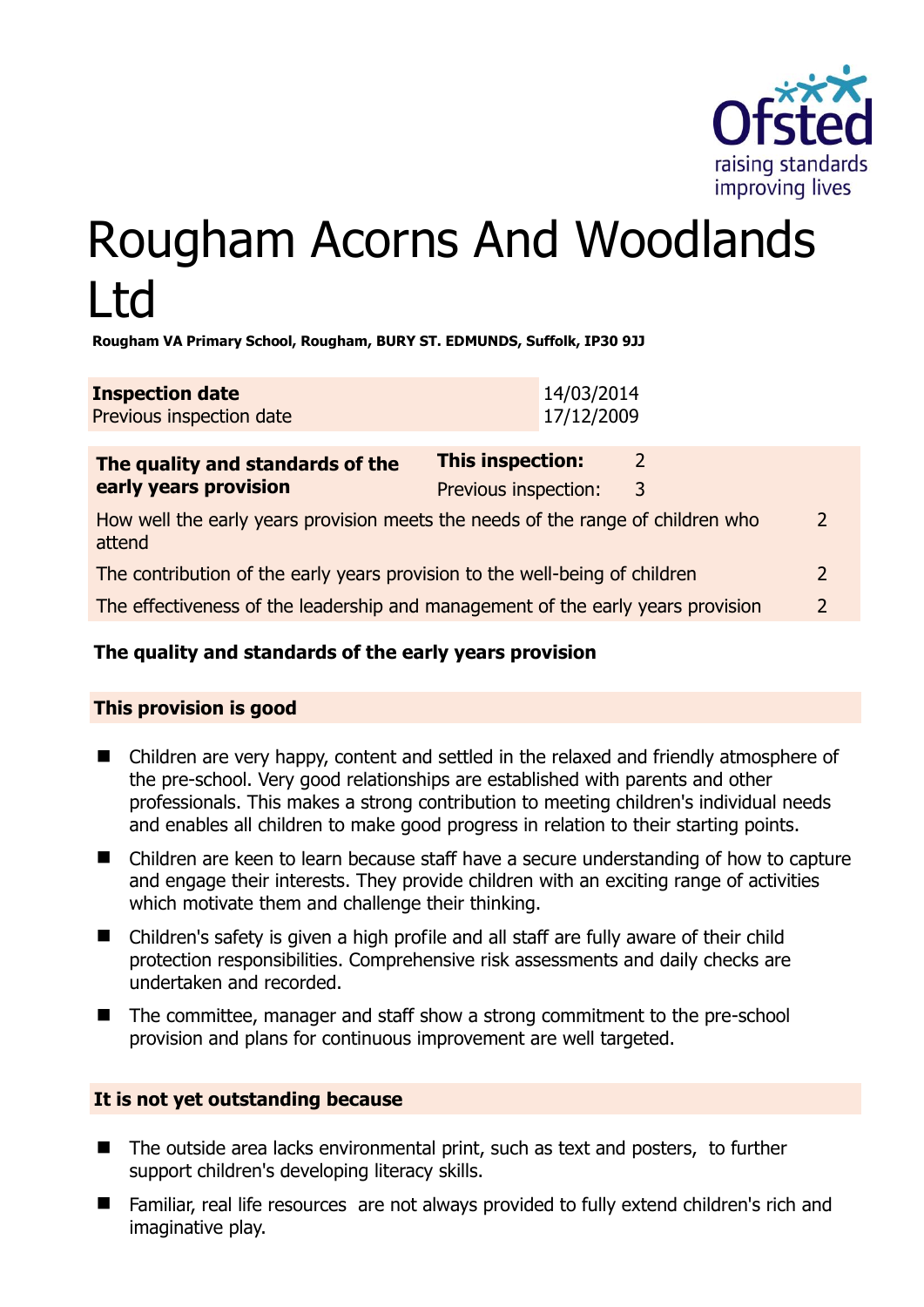# Rougham Acorns And Woodlands Ltd

**Rougham VA Primary School, Rougham, BURY ST. EDMUNDS, Suffolk, IP30 9JJ**

| **Inspection date** | 14/03/2014 |
|---|---|
| Previous inspection date | 17/12/2009 |

| **The quality and standards of the early years provision** | **This inspection:** | 2 |
|---|---|---|
| | Previous inspection: | 3 |
| How well the early years provision meets the needs of the range of children who attend | | 2 |
| The contribution of the early years provision to the well-being of children | | 2 |
| The effectiveness of the leadership and management of the early years provision | | 2 |

## The quality and standards of the early years provision

### This provision is good

- Children are very happy, content and settled in the relaxed and friendly atmosphere of the pre-school. Very good relationships are established with parents and other professionals. This makes a strong contribution to meeting children's individual needs and enables all children to make good progress in relation to their starting points.
- Children are keen to learn because staff have a secure understanding of how to capture and engage their interests. They provide children with an exciting range of activities which motivate them and challenge their thinking.
- Children's safety is given a high profile and all staff are fully aware of their child protection responsibilities. Comprehensive risk assessments and daily checks are undertaken and recorded.
- The committee, manager and staff show a strong commitment to the pre-school provision and plans for continuous improvement are well targeted.

### It is not yet outstanding because

- The outside area lacks environmental print, such as text and posters, to further support children's developing literacy skills.
- Familiar, real life resources are not always provided to fully extend children's rich and imaginative play.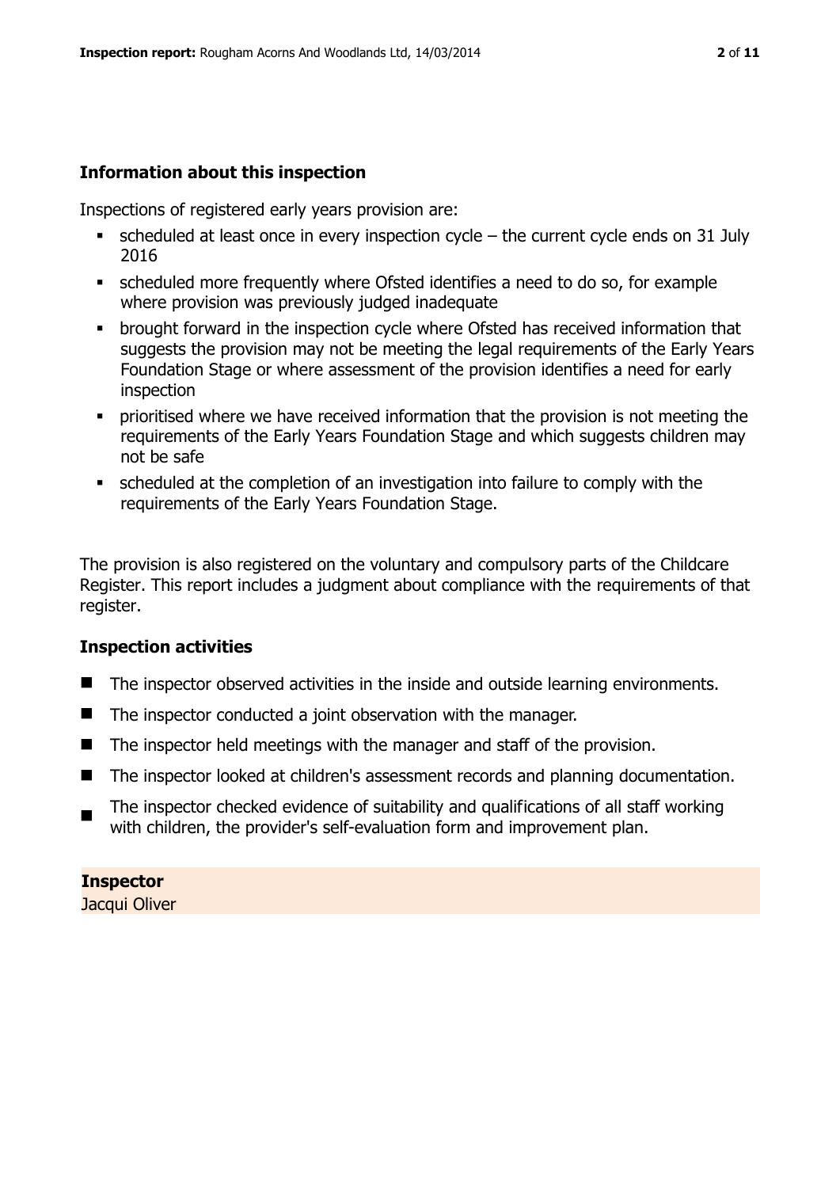### Information about this inspection

Inspections of registered early years provision are:

- scheduled at least once in every inspection cycle – the current cycle ends on 31 July 2016
- scheduled more frequently where Ofsted identifies a need to do so, for example where provision was previously judged inadequate
- brought forward in the inspection cycle where Ofsted has received information that suggests the provision may not be meeting the legal requirements of the Early Years Foundation Stage or where assessment of the provision identifies a need for early inspection
- prioritised where we have received information that the provision is not meeting the requirements of the Early Years Foundation Stage and which suggests children may not be safe
- scheduled at the completion of an investigation into failure to comply with the requirements of the Early Years Foundation Stage.

The provision is also registered on the voluntary and compulsory parts of the Childcare Register. This report includes a judgment about compliance with the requirements of that register.

### Inspection activities

- The inspector observed activities in the inside and outside learning environments.
- The inspector conducted a joint observation with the manager.
- The inspector held meetings with the manager and staff of the provision.
- The inspector looked at children's assessment records and planning documentation.
- The inspector checked evidence of suitability and qualifications of all staff working with children, the provider's self-evaluation form and improvement plan.

**Inspector**
Jacqui Oliver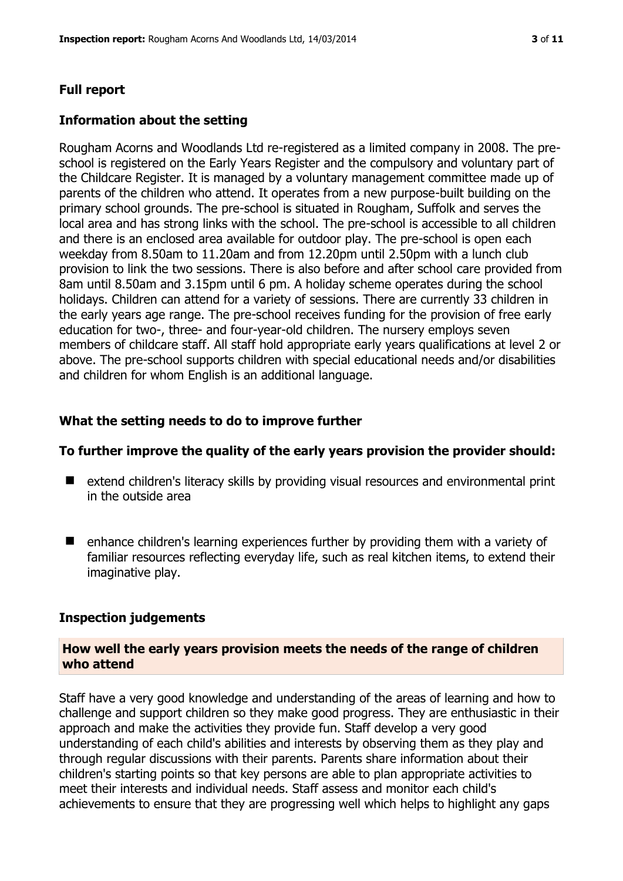## Full report

### Information about the setting

Rougham Acorns and Woodlands Ltd re-registered as a limited company in 2008. The pre-school is registered on the Early Years Register and the compulsory and voluntary part of the Childcare Register. It is managed by a voluntary management committee made up of parents of the children who attend. It operates from a new purpose-built building on the primary school grounds. The pre-school is situated in Rougham, Suffolk and serves the local area and has strong links with the school. The pre-school is accessible to all children and there is an enclosed area available for outdoor play. The pre-school is open each weekday from 8.50am to 11.20am and from 12.20pm until 2.50pm with a lunch club provision to link the two sessions. There is also before and after school care provided from 8am until 8.50am and 3.15pm until 6 pm. A holiday scheme operates during the school holidays. Children can attend for a variety of sessions. There are currently 33 children in the early years age range. The pre-school receives funding for the provision of free early education for two-, three- and four-year-old children. The nursery employs seven members of childcare staff. All staff hold appropriate early years qualifications at level 2 or above. The pre-school supports children with special educational needs and/or disabilities and children for whom English is an additional language.

### What the setting needs to do to improve further

#### To further improve the quality of the early years provision the provider should:

- extend children's literacy skills by providing visual resources and environmental print in the outside area
- enhance children's learning experiences further by providing them with a variety of familiar resources reflecting everyday life, such as real kitchen items, to extend their imaginative play.

### Inspection judgements

#### How well the early years provision meets the needs of the range of children who attend

Staff have a very good knowledge and understanding of the areas of learning and how to challenge and support children so they make good progress. They are enthusiastic in their approach and make the activities they provide fun. Staff develop a very good understanding of each child's abilities and interests by observing them as they play and through regular discussions with their parents. Parents share information about their children's starting points so that key persons are able to plan appropriate activities to meet their interests and individual needs. Staff assess and monitor each child's achievements to ensure that they are progressing well which helps to highlight any gaps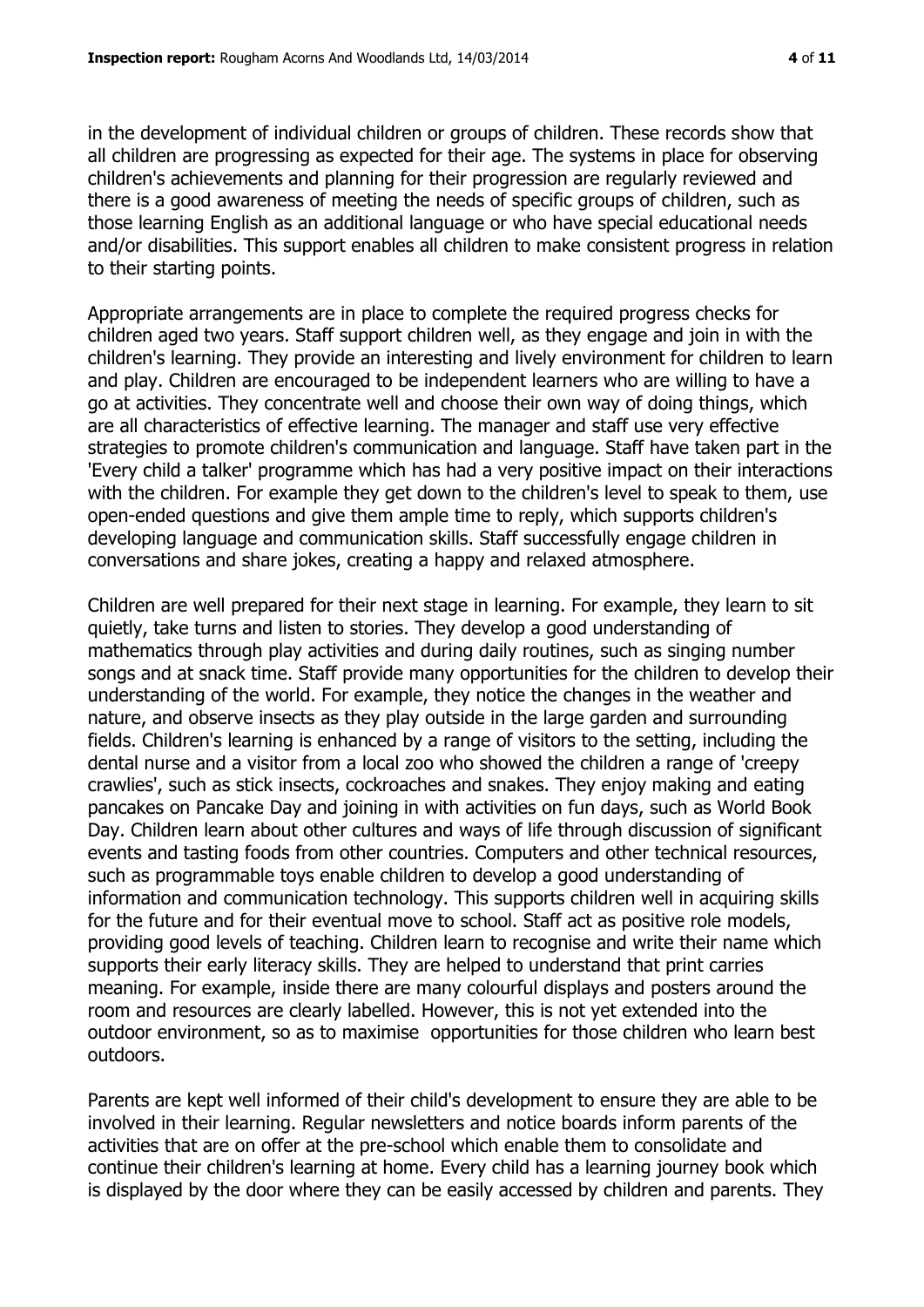in the development of individual children or groups of children. These records show that all children are progressing as expected for their age. The systems in place for observing children's achievements and planning for their progression are regularly reviewed and there is a good awareness of meeting the needs of specific groups of children, such as those learning English as an additional language or who have special educational needs and/or disabilities. This support enables all children to make consistent progress in relation to their starting points.

Appropriate arrangements are in place to complete the required progress checks for children aged two years. Staff support children well, as they engage and join in with the children's learning. They provide an interesting and lively environment for children to learn and play. Children are encouraged to be independent learners who are willing to have a go at activities. They concentrate well and choose their own way of doing things, which are all characteristics of effective learning. The manager and staff use very effective strategies to promote children's communication and language. Staff have taken part in the 'Every child a talker' programme which has had a very positive impact on their interactions with the children. For example they get down to the children's level to speak to them, use open-ended questions and give them ample time to reply, which supports children's developing language and communication skills. Staff successfully engage children in conversations and share jokes, creating a happy and relaxed atmosphere.

Children are well prepared for their next stage in learning. For example, they learn to sit quietly, take turns and listen to stories. They develop a good understanding of mathematics through play activities and during daily routines, such as singing number songs and at snack time. Staff provide many opportunities for the children to develop their understanding of the world. For example, they notice the changes in the weather and nature, and observe insects as they play outside in the large garden and surrounding fields. Children's learning is enhanced by a range of visitors to the setting, including the dental nurse and a visitor from a local zoo who showed the children a range of 'creepy crawlies', such as stick insects, cockroaches and snakes. They enjoy making and eating pancakes on Pancake Day and joining in with activities on fun days, such as World Book Day. Children learn about other cultures and ways of life through discussion of significant events and tasting foods from other countries. Computers and other technical resources, such as programmable toys enable children to develop a good understanding of information and communication technology. This supports children well in acquiring skills for the future and for their eventual move to school. Staff act as positive role models, providing good levels of teaching. Children learn to recognise and write their name which supports their early literacy skills. They are helped to understand that print carries meaning. For example, inside there are many colourful displays and posters around the room and resources are clearly labelled. However, this is not yet extended into the outdoor environment, so as to maximise opportunities for those children who learn best outdoors.

Parents are kept well informed of their child's development to ensure they are able to be involved in their learning. Regular newsletters and notice boards inform parents of the activities that are on offer at the pre-school which enable them to consolidate and continue their children's learning at home. Every child has a learning journey book which is displayed by the door where they can be easily accessed by children and parents. They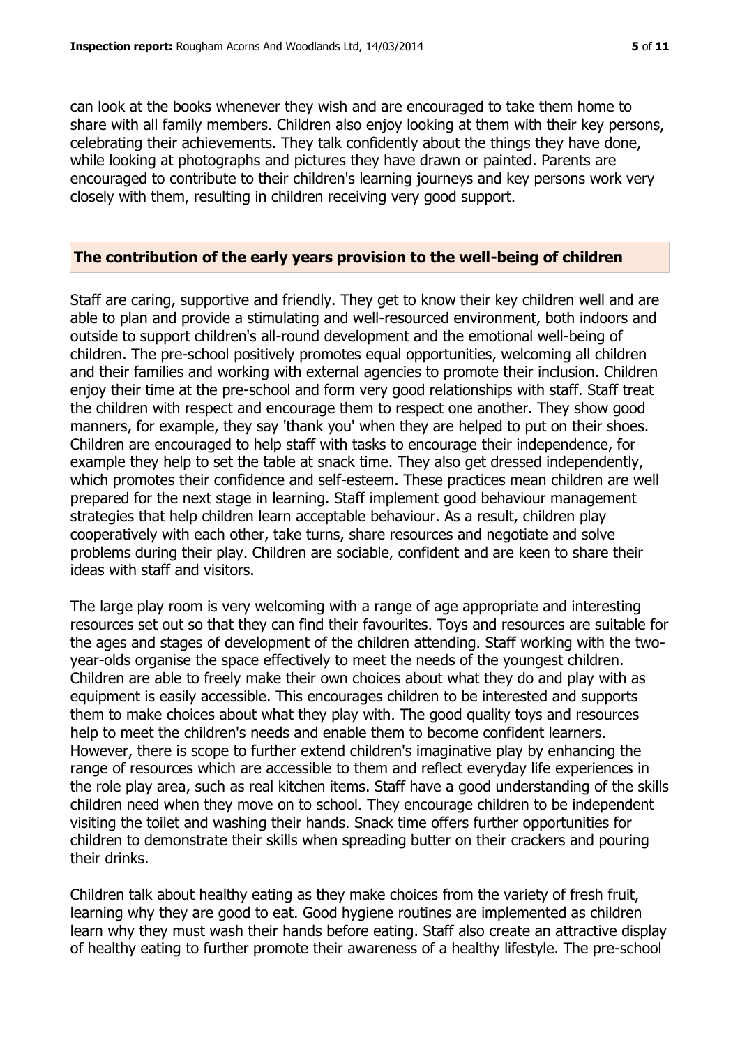can look at the books whenever they wish and are encouraged to take them home to share with all family members. Children also enjoy looking at them with their key persons, celebrating their achievements. They talk confidently about the things they have done, while looking at photographs and pictures they have drawn or painted. Parents are encouraged to contribute to their children's learning journeys and key persons work very closely with them, resulting in children receiving very good support.

## The contribution of the early years provision to the well-being of children

Staff are caring, supportive and friendly. They get to know their key children well and are able to plan and provide a stimulating and well-resourced environment, both indoors and outside to support children's all-round development and the emotional well-being of children. The pre-school positively promotes equal opportunities, welcoming all children and their families and working with external agencies to promote their inclusion. Children enjoy their time at the pre-school and form very good relationships with staff. Staff treat the children with respect and encourage them to respect one another. They show good manners, for example, they say 'thank you' when they are helped to put on their shoes. Children are encouraged to help staff with tasks to encourage their independence, for example they help to set the table at snack time. They also get dressed independently, which promotes their confidence and self-esteem. These practices mean children are well prepared for the next stage in learning. Staff implement good behaviour management strategies that help children learn acceptable behaviour. As a result, children play cooperatively with each other, take turns, share resources and negotiate and solve problems during their play. Children are sociable, confident and are keen to share their ideas with staff and visitors.

The large play room is very welcoming with a range of age appropriate and interesting resources set out so that they can find their favourites. Toys and resources are suitable for the ages and stages of development of the children attending. Staff working with the two-year-olds organise the space effectively to meet the needs of the youngest children. Children are able to freely make their own choices about what they do and play with as equipment is easily accessible. This encourages children to be interested and supports them to make choices about what they play with. The good quality toys and resources help to meet the children's needs and enable them to become confident learners. However, there is scope to further extend children's imaginative play by enhancing the range of resources which are accessible to them and reflect everyday life experiences in the role play area, such as real kitchen items. Staff have a good understanding of the skills children need when they move on to school. They encourage children to be independent visiting the toilet and washing their hands. Snack time offers further opportunities for children to demonstrate their skills when spreading butter on their crackers and pouring their drinks.

Children talk about healthy eating as they make choices from the variety of fresh fruit, learning why they are good to eat. Good hygiene routines are implemented as children learn why they must wash their hands before eating. Staff also create an attractive display of healthy eating to further promote their awareness of a healthy lifestyle. The pre-school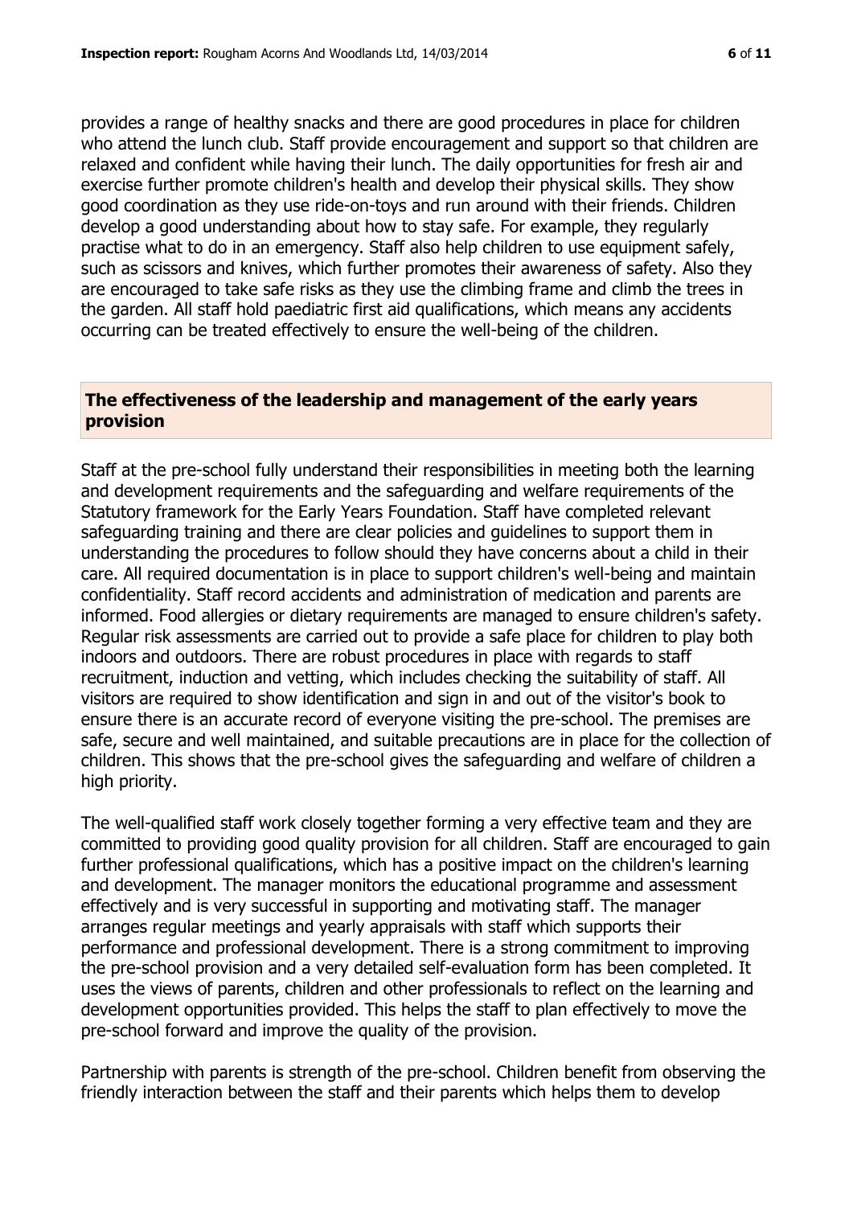provides a range of healthy snacks and there are good procedures in place for children who attend the lunch club. Staff provide encouragement and support so that children are relaxed and confident while having their lunch. The daily opportunities for fresh air and exercise further promote children's health and develop their physical skills. They show good coordination as they use ride-on-toys and run around with their friends. Children develop a good understanding about how to stay safe. For example, they regularly practise what to do in an emergency. Staff also help children to use equipment safely, such as scissors and knives, which further promotes their awareness of safety. Also they are encouraged to take safe risks as they use the climbing frame and climb the trees in the garden. All staff hold paediatric first aid qualifications, which means any accidents occurring can be treated effectively to ensure the well-being of the children.

## The effectiveness of the leadership and management of the early years provision

Staff at the pre-school fully understand their responsibilities in meeting both the learning and development requirements and the safeguarding and welfare requirements of the Statutory framework for the Early Years Foundation. Staff have completed relevant safeguarding training and there are clear policies and guidelines to support them in understanding the procedures to follow should they have concerns about a child in their care. All required documentation is in place to support children's well-being and maintain confidentiality. Staff record accidents and administration of medication and parents are informed. Food allergies or dietary requirements are managed to ensure children's safety. Regular risk assessments are carried out to provide a safe place for children to play both indoors and outdoors. There are robust procedures in place with regards to staff recruitment, induction and vetting, which includes checking the suitability of staff. All visitors are required to show identification and sign in and out of the visitor's book to ensure there is an accurate record of everyone visiting the pre-school. The premises are safe, secure and well maintained, and suitable precautions are in place for the collection of children. This shows that the pre-school gives the safeguarding and welfare of children a high priority.

The well-qualified staff work closely together forming a very effective team and they are committed to providing good quality provision for all children. Staff are encouraged to gain further professional qualifications, which has a positive impact on the children's learning and development. The manager monitors the educational programme and assessment effectively and is very successful in supporting and motivating staff. The manager arranges regular meetings and yearly appraisals with staff which supports their performance and professional development. There is a strong commitment to improving the pre-school provision and a very detailed self-evaluation form has been completed. It uses the views of parents, children and other professionals to reflect on the learning and development opportunities provided. This helps the staff to plan effectively to move the pre-school forward and improve the quality of the provision.

Partnership with parents is strength of the pre-school. Children benefit from observing the friendly interaction between the staff and their parents which helps them to develop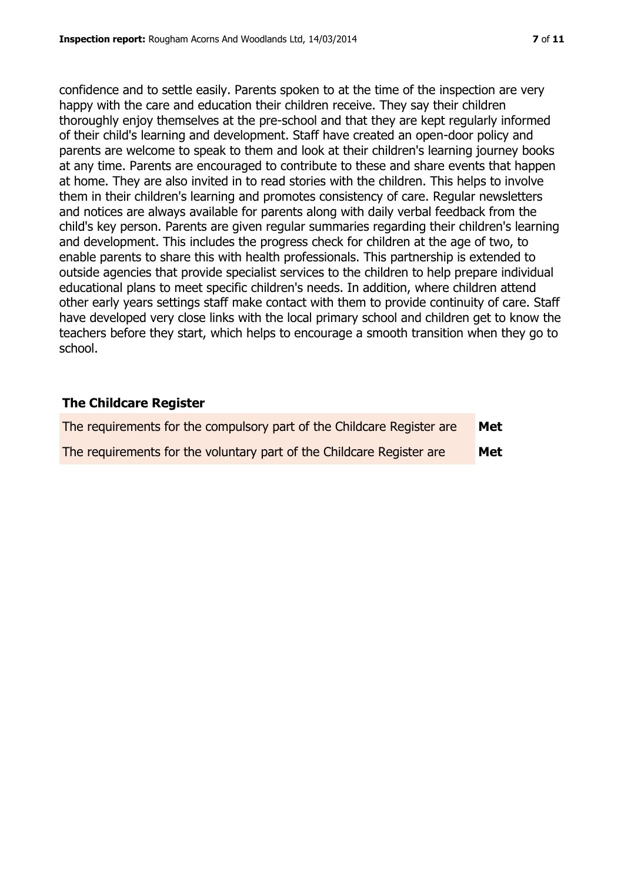confidence and to settle easily. Parents spoken to at the time of the inspection are very happy with the care and education their children receive. They say their children thoroughly enjoy themselves at the pre-school and that they are kept regularly informed of their child's learning and development. Staff have created an open-door policy and parents are welcome to speak to them and look at their children's learning journey books at any time. Parents are encouraged to contribute to these and share events that happen at home. They are also invited in to read stories with the children. This helps to involve them in their children's learning and promotes consistency of care. Regular newsletters and notices are always available for parents along with daily verbal feedback from the child's key person. Parents are given regular summaries regarding their children's learning and development. This includes the progress check for children at the age of two, to enable parents to share this with health professionals. This partnership is extended to outside agencies that provide specialist services to the children to help prepare individual educational plans to meet specific children's needs. In addition, where children attend other early years settings staff make contact with them to provide continuity of care. Staff have developed very close links with the local primary school and children get to know the teachers before they start, which helps to encourage a smooth transition when they go to school.

## The Childcare Register

| | |
|---|---|
| The requirements for the compulsory part of the Childcare Register are | **Met** |
| The requirements for the voluntary part of the Childcare Register are | **Met** |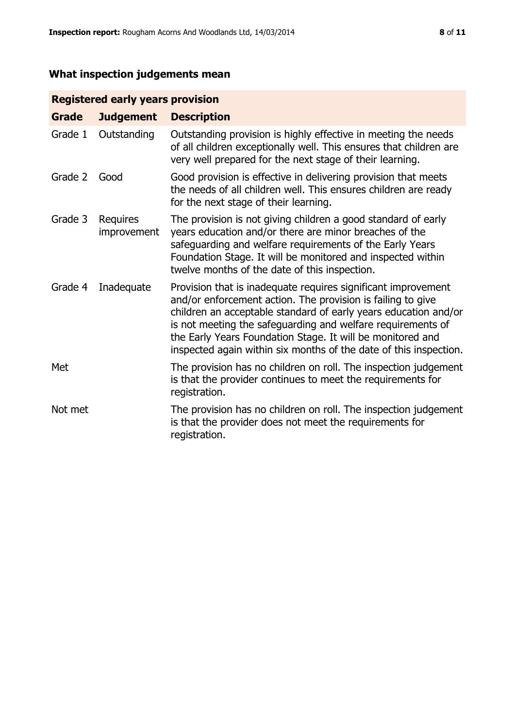## What inspection judgements mean

| Registered early years provision | | |
|---|---|---|
| **Grade** | **Judgement** | **Description** |
| Grade 1 | Outstanding | Outstanding provision is highly effective in meeting the needs of all children exceptionally well. This ensures that children are very well prepared for the next stage of their learning. |
| Grade 2 | Good | Good provision is effective in delivering provision that meets the needs of all children well. This ensures children are ready for the next stage of their learning. |
| Grade 3 | Requires improvement | The provision is not giving children a good standard of early years education and/or there are minor breaches of the safeguarding and welfare requirements of the Early Years Foundation Stage. It will be monitored and inspected within twelve months of the date of this inspection. |
| Grade 4 | Inadequate | Provision that is inadequate requires significant improvement and/or enforcement action. The provision is failing to give children an acceptable standard of early years education and/or is not meeting the safeguarding and welfare requirements of the Early Years Foundation Stage. It will be monitored and inspected again within six months of the date of this inspection. |
| Met | | The provision has no children on roll. The inspection judgement is that the provider continues to meet the requirements for registration. |
| Not met | | The provision has no children on roll. The inspection judgement is that the provider does not meet the requirements for registration. |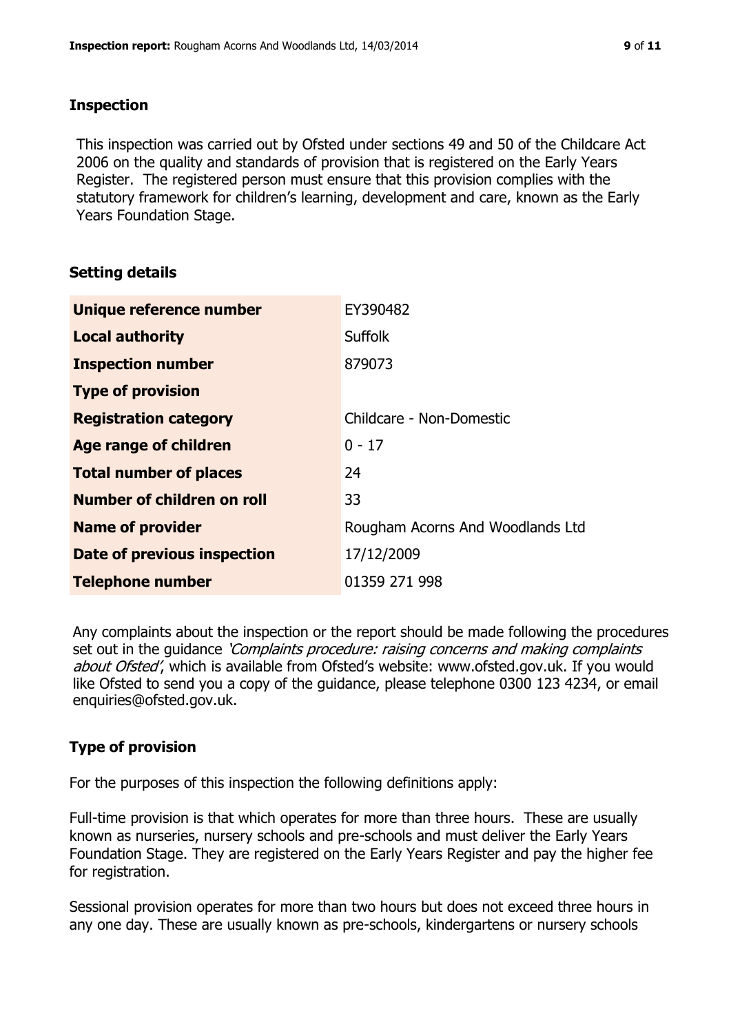## Inspection

This inspection was carried out by Ofsted under sections 49 and 50 of the Childcare Act 2006 on the quality and standards of provision that is registered on the Early Years Register. The registered person must ensure that this provision complies with the statutory framework for children's learning, development and care, known as the Early Years Foundation Stage.

## Setting details

| | |
|---|---|
| **Unique reference number** | EY390482 |
| **Local authority** | Suffolk |
| **Inspection number** | 879073 |
| **Type of provision** | |
| **Registration category** | Childcare - Non-Domestic |
| **Age range of children** | 0 - 17 |
| **Total number of places** | 24 |
| **Number of children on roll** | 33 |
| **Name of provider** | Rougham Acorns And Woodlands Ltd |
| **Date of previous inspection** | 17/12/2009 |
| **Telephone number** | 01359 271 998 |

Any complaints about the inspection or the report should be made following the procedures set out in the guidance *'Complaints procedure: raising concerns and making complaints about Ofsted'*, which is available from Ofsted's website: www.ofsted.gov.uk. If you would like Ofsted to send you a copy of the guidance, please telephone 0300 123 4234, or email enquiries@ofsted.gov.uk.

## Type of provision

For the purposes of this inspection the following definitions apply:

Full-time provision is that which operates for more than three hours. These are usually known as nurseries, nursery schools and pre-schools and must deliver the Early Years Foundation Stage. They are registered on the Early Years Register and pay the higher fee for registration.

Sessional provision operates for more than two hours but does not exceed three hours in any one day. These are usually known as pre-schools, kindergartens or nursery schools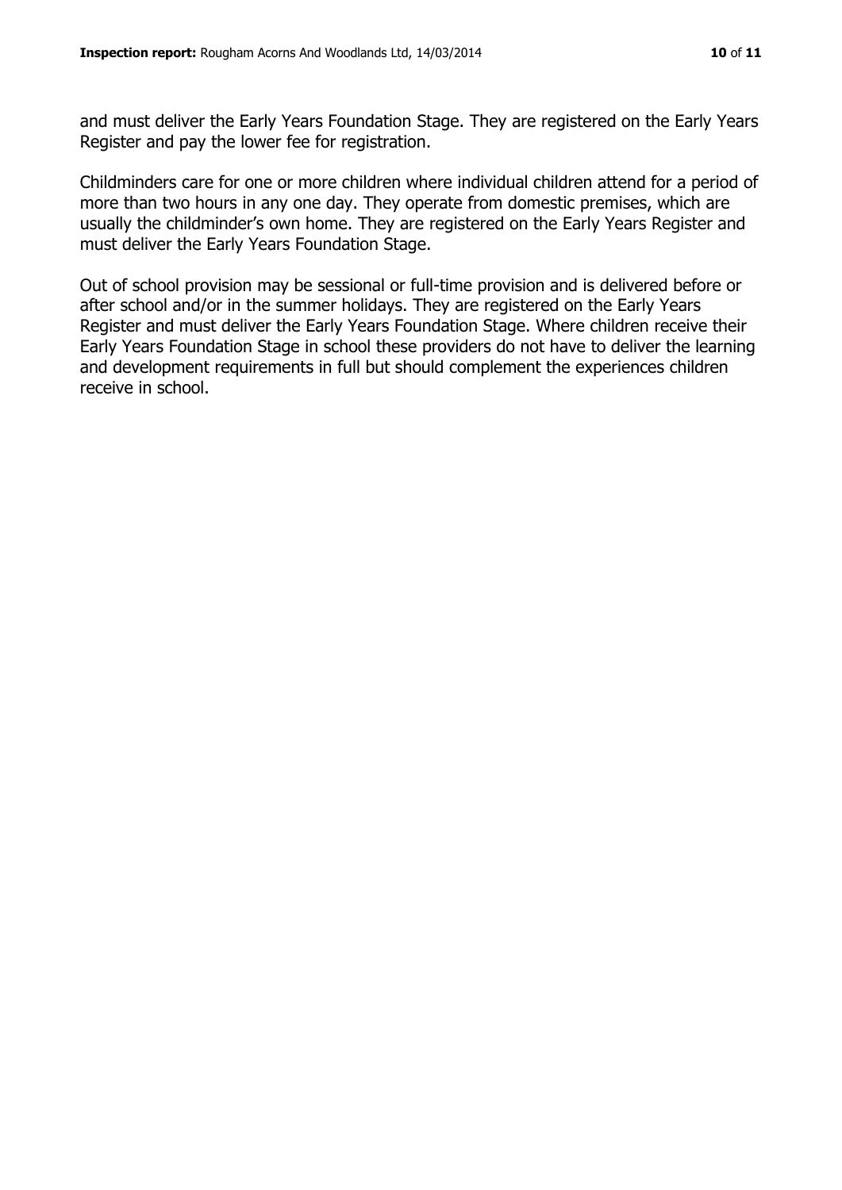and must deliver the Early Years Foundation Stage. They are registered on the Early Years Register and pay the lower fee for registration.

Childminders care for one or more children where individual children attend for a period of more than two hours in any one day. They operate from domestic premises, which are usually the childminder's own home. They are registered on the Early Years Register and must deliver the Early Years Foundation Stage.

Out of school provision may be sessional or full-time provision and is delivered before or after school and/or in the summer holidays. They are registered on the Early Years Register and must deliver the Early Years Foundation Stage. Where children receive their Early Years Foundation Stage in school these providers do not have to deliver the learning and development requirements in full but should complement the experiences children receive in school.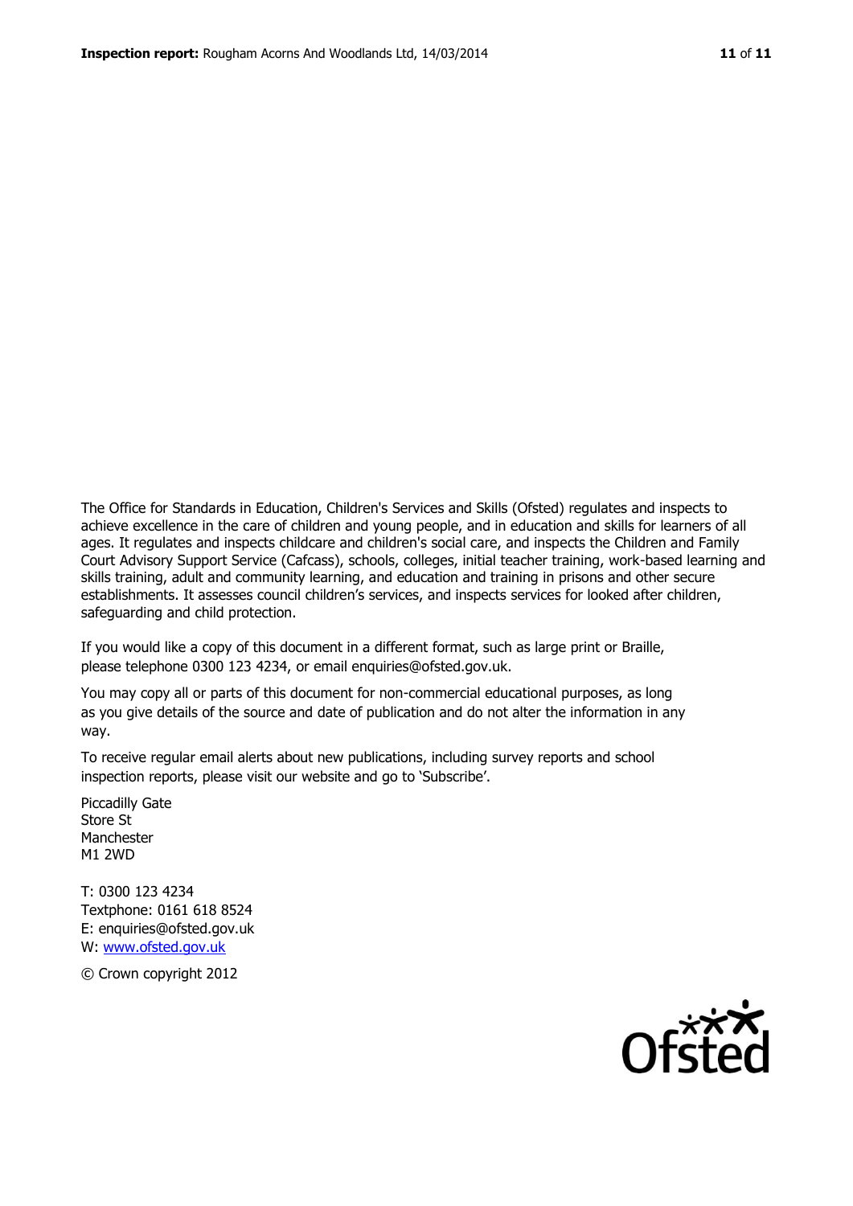The Office for Standards in Education, Children's Services and Skills (Ofsted) regulates and inspects to achieve excellence in the care of children and young people, and in education and skills for learners of all ages. It regulates and inspects childcare and children's social care, and inspects the Children and Family Court Advisory Support Service (Cafcass), schools, colleges, initial teacher training, work-based learning and skills training, adult and community learning, and education and training in prisons and other secure establishments. It assesses council children's services, and inspects services for looked after children, safeguarding and child protection.

If you would like a copy of this document in a different format, such as large print or Braille, please telephone 0300 123 4234, or email enquiries@ofsted.gov.uk.

You may copy all or parts of this document for non-commercial educational purposes, as long as you give details of the source and date of publication and do not alter the information in any way.

To receive regular email alerts about new publications, including survey reports and school inspection reports, please visit our website and go to 'Subscribe'.

Piccadilly Gate
Store St
Manchester
M1 2WD

T: 0300 123 4234
Textphone: 0161 618 8524
E: enquiries@ofsted.gov.uk
W: [www.ofsted.gov.uk](http://www.ofsted.gov.uk)

© Crown copyright 2012

Ofsted